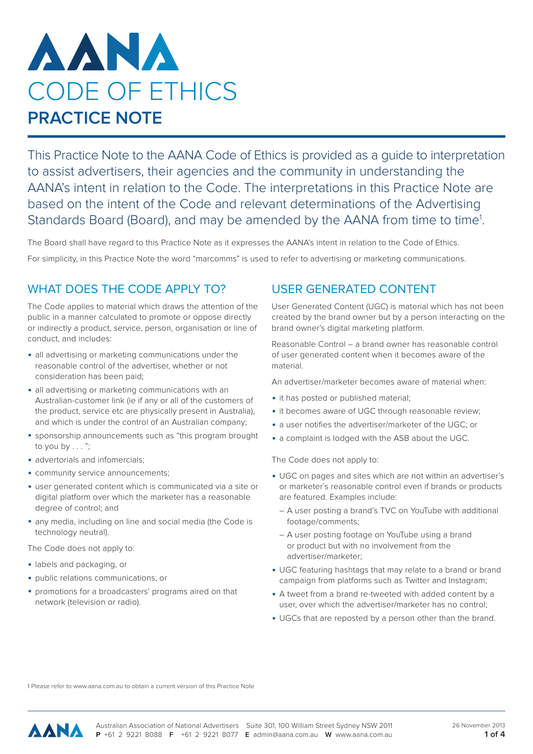# AANA

# CODE OF ETHICS

## PRACTICE NOTE

This Practice Note to the AANA Code of Ethics is provided as a guide to interpretation to assist advertisers, their agencies and the community in understanding the AANA's intent in relation to the Code. The interpretations in this Practice Note are based on the intent of the Code and relevant determinations of the Advertising Standards Board (Board), and may be amended by the AANA from time to time[1].

The Board shall have regard to this Practice Note as it expresses the AANA's intent in relation to the Code of Ethics.

For simplicity, in this Practice Note the word "marcomms" is used to refer to advertising or marketing communications.

## WHAT DOES THE CODE APPLY TO?

The Code applies to material which draws the attention of the public in a manner calculated to promote or oppose directly or indirectly a product, service, person, organisation or line of conduct, and includes:

- all advertising or marketing communications under the reasonable control of the advertiser, whether or not consideration has been paid;
- all advertising or marketing communications with an Australian-customer link (ie if any or all of the customers of the product, service etc are physically present in Australia), and which is under the control of an Australian company;
- sponsorship announcements such as "this program brought to you by . . . ";
- advertorials and infomercials;
- community service announcements;
- user generated content which is communicated via a site or digital platform over which the marketer has a reasonable degree of control; and
- any media, including on line and social media (the Code is technology neutral).

The Code does not apply to:

- labels and packaging, or
- public relations communications, or
- promotions for a broadcasters' programs aired on that network (television or radio).

## USER GENERATED CONTENT

User Generated Content (UGC) is material which has not been created by the brand owner but by a person interacting on the brand owner's digital marketing platform.

Reasonable Control – a brand owner has reasonable control of user generated content when it becomes aware of the material.

An advertiser/marketer becomes aware of material when:

- it has posted or published material;
- it becomes aware of UGC through reasonable review;
- a user notifies the advertiser/marketer of the UGC; or
- a complaint is lodged with the ASB about the UGC.

The Code does not apply to:

- UGC on pages and sites which are not within an advertiser's or marketer's reasonable control even if brands or products are featured. Examples include:
  - A user posting a brand's TVC on YouTube with additional footage/comments;
  - A user posting footage on YouTube using a brand or product but with no involvement from the advertiser/marketer;
- UGC featuring hashtags that may relate to a brand or brand campaign from platforms such as Twitter and Instagram;
- A tweet from a brand re-tweeted with added content by a user, over which the advertiser/marketer has no control;
- UGCs that are reposted by a person other than the brand.

1 Please refer to www.aana.com.au to obtain a current version of this Practice Note

Australian Association of National Advertisers Suite 301, 100 William Street Sydney NSW 2011
**P** +61 2 9221 8088 **F** +61 2 9221 8077 **E** admin@aana.com.au **W** www.aana.com.au

26 November 2013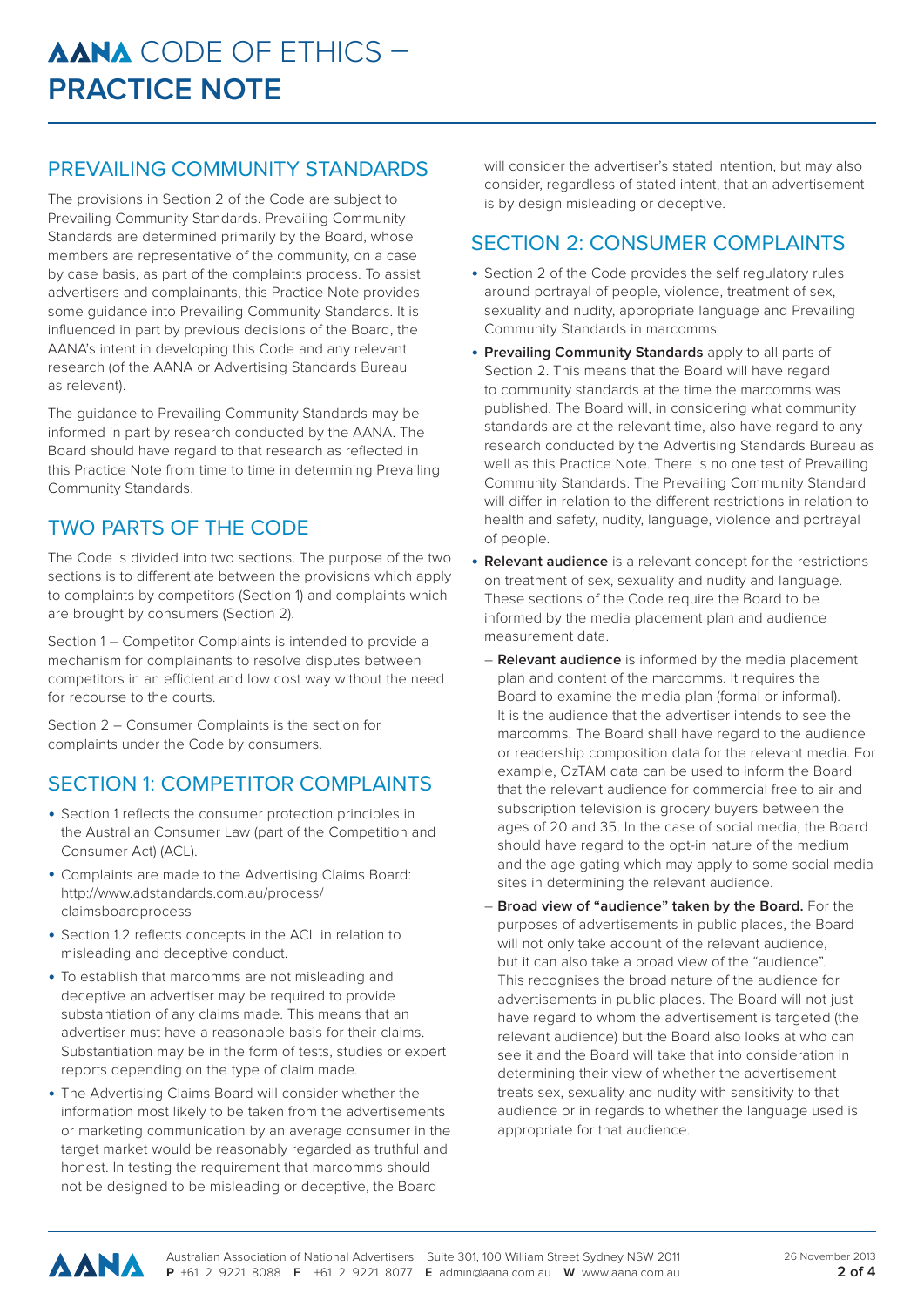# AANA CODE OF ETHICS – PRACTICE NOTE

## PREVAILING COMMUNITY STANDARDS

The provisions in Section 2 of the Code are subject to Prevailing Community Standards. Prevailing Community Standards are determined primarily by the Board, whose members are representative of the community, on a case by case basis, as part of the complaints process. To assist advertisers and complainants, this Practice Note provides some guidance into Prevailing Community Standards. It is influenced in part by previous decisions of the Board, the AANA's intent in developing this Code and any relevant research (of the AANA or Advertising Standards Bureau as relevant).

The guidance to Prevailing Community Standards may be informed in part by research conducted by the AANA. The Board should have regard to that research as reflected in this Practice Note from time to time in determining Prevailing Community Standards.

## TWO PARTS OF THE CODE

The Code is divided into two sections. The purpose of the two sections is to differentiate between the provisions which apply to complaints by competitors (Section 1) and complaints which are brought by consumers (Section 2).

Section 1 – Competitor Complaints is intended to provide a mechanism for complainants to resolve disputes between competitors in an efficient and low cost way without the need for recourse to the courts.

Section 2 – Consumer Complaints is the section for complaints under the Code by consumers.

## SECTION 1: COMPETITOR COMPLAINTS

- Section 1 reflects the consumer protection principles in the Australian Consumer Law (part of the Competition and Consumer Act) (ACL).
- Complaints are made to the Advertising Claims Board: http://www.adstandards.com.au/process/claimsboardprocess
- Section 1.2 reflects concepts in the ACL in relation to misleading and deceptive conduct.
- To establish that marcomms are not misleading and deceptive an advertiser may be required to provide substantiation of any claims made. This means that an advertiser must have a reasonable basis for their claims. Substantiation may be in the form of tests, studies or expert reports depending on the type of claim made.
- The Advertising Claims Board will consider whether the information most likely to be taken from the advertisements or marketing communication by an average consumer in the target market would be reasonably regarded as truthful and honest. In testing the requirement that marcomms should not be designed to be misleading or deceptive, the Board will consider the advertiser's stated intention, but may also consider, regardless of stated intent, that an advertisement is by design misleading or deceptive.

## SECTION 2: CONSUMER COMPLAINTS

- Section 2 of the Code provides the self regulatory rules around portrayal of people, violence, treatment of sex, sexuality and nudity, appropriate language and Prevailing Community Standards in marcomms.
- **Prevailing Community Standards** apply to all parts of Section 2. This means that the Board will have regard to community standards at the time the marcomms was published. The Board will, in considering what community standards are at the relevant time, also have regard to any research conducted by the Advertising Standards Bureau as well as this Practice Note. There is no one test of Prevailing Community Standards. The Prevailing Community Standard will differ in relation to the different restrictions in relation to health and safety, nudity, language, violence and portrayal of people.
- **Relevant audience** is a relevant concept for the restrictions on treatment of sex, sexuality and nudity and language. These sections of the Code require the Board to be informed by the media placement plan and audience measurement data.
  - **Relevant audience** is informed by the media placement plan and content of the marcomms. It requires the Board to examine the media plan (formal or informal). It is the audience that the advertiser intends to see the marcomms. The Board shall have regard to the audience or readership composition data for the relevant media. For example, OzTAM data can be used to inform the Board that the relevant audience for commercial free to air and subscription television is grocery buyers between the ages of 20 and 35. In the case of social media, the Board should have regard to the opt-in nature of the medium and the age gating which may apply to some social media sites in determining the relevant audience.
  - **Broad view of "audience" taken by the Board.** For the purposes of advertisements in public places, the Board will not only take account of the relevant audience, but it can also take a broad view of the "audience". This recognises the broad nature of the audience for advertisements in public places. The Board will not just have regard to whom the advertisement is targeted (the relevant audience) but the Board also looks at who can see it and the Board will take that into consideration in determining their view of whether the advertisement treats sex, sexuality and nudity with sensitivity to that audience or in regards to whether the language used is appropriate for that audience.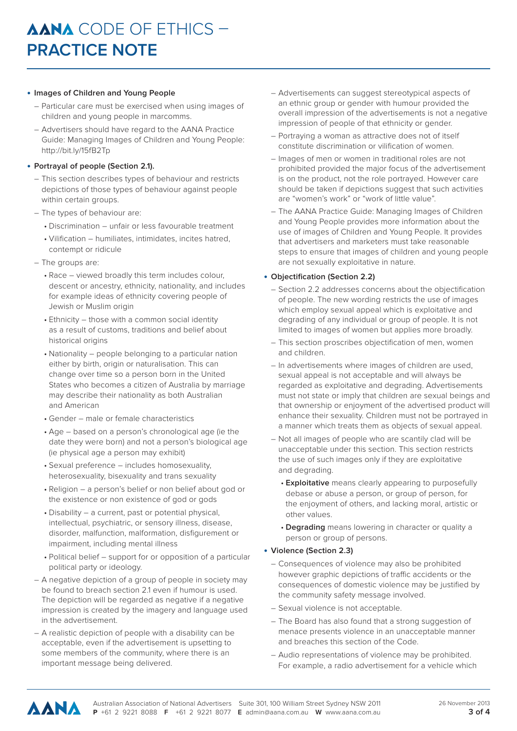- **Images of Children and Young People**
  - Particular care must be exercised when using images of children and young people in marcomms.
  - Advertisers should have regard to the AANA Practice Guide: Managing Images of Children and Young People: http://bit.ly/15fB2Tp
- **Portrayal of people (Section 2.1).**
  - This section describes types of behaviour and restricts depictions of those types of behaviour against people within certain groups.
  - The types of behaviour are:
    - Discrimination – unfair or less favourable treatment
    - Vilification – humiliates, intimidates, incites hatred, contempt or ridicule
  - The groups are:
    - Race – viewed broadly this term includes colour, descent or ancestry, ethnicity, nationality, and includes for example ideas of ethnicity covering people of Jewish or Muslim origin
    - Ethnicity – those with a common social identity as a result of customs, traditions and belief about historical origins
    - Nationality – people belonging to a particular nation either by birth, origin or naturalisation. This can change over time so a person born in the United States who becomes a citizen of Australia by marriage may describe their nationality as both Australian and American
    - Gender – male or female characteristics
    - Age – based on a person's chronological age (ie the date they were born) and not a person's biological age (ie physical age a person may exhibit)
    - Sexual preference – includes homosexuality, heterosexuality, bisexuality and trans sexuality
    - Religion – a person's belief or non belief about god or the existence or non existence of god or gods
    - Disability – a current, past or potential physical, intellectual, psychiatric, or sensory illness, disease, disorder, malfunction, malformation, disfigurement or impairment, including mental illness
    - Political belief – support for or opposition of a particular political party or ideology.
  - A negative depiction of a group of people in society may be found to breach section 2.1 even if humour is used. The depiction will be regarded as negative if a negative impression is created by the imagery and language used in the advertisement.
  - A realistic depiction of people with a disability can be acceptable, even if the advertisement is upsetting to some members of the community, where there is an important message being delivered.
  - Advertisements can suggest stereotypical aspects of an ethnic group or gender with humour provided the overall impression of the advertisements is not a negative impression of people of that ethnicity or gender.
  - Portraying a woman as attractive does not of itself constitute discrimination or vilification of women.
  - Images of men or women in traditional roles are not prohibited provided the major focus of the advertisement is on the product, not the role portrayed. However care should be taken if depictions suggest that such activities are "women's work" or "work of little value".
  - The AANA Practice Guide: Managing Images of Children and Young People provides more information about the use of images of Children and Young People. It provides that advertisers and marketers must take reasonable steps to ensure that images of children and young people are not sexually exploitative in nature.
- **Objectification (Section 2.2)**
  - Section 2.2 addresses concerns about the objectification of people. The new wording restricts the use of images which employ sexual appeal which is exploitative and degrading of any individual or group of people. It is not limited to images of women but applies more broadly.
  - This section proscribes objectification of men, women and children.
  - In advertisements where images of children are used, sexual appeal is not acceptable and will always be regarded as exploitative and degrading. Advertisements must not state or imply that children are sexual beings and that ownership or enjoyment of the advertised product will enhance their sexuality. Children must not be portrayed in a manner which treats them as objects of sexual appeal.
  - Not all images of people who are scantily clad will be unacceptable under this section. This section restricts the use of such images only if they are exploitative and degrading.
    - **Exploitative** means clearly appearing to purposefully debase or abuse a person, or group of person, for the enjoyment of others, and lacking moral, artistic or other values.
    - **Degrading** means lowering in character or quality a person or group of persons.
- **Violence (Section 2.3)**
  - Consequences of violence may also be prohibited however graphic depictions of traffic accidents or the consequences of domestic violence may be justified by the community safety message involved.
  - Sexual violence is not acceptable.
  - The Board has also found that a strong suggestion of menace presents violence in an unacceptable manner and breaches this section of the Code.
  - Audio representations of violence may be prohibited. For example, a radio advertisement for a vehicle which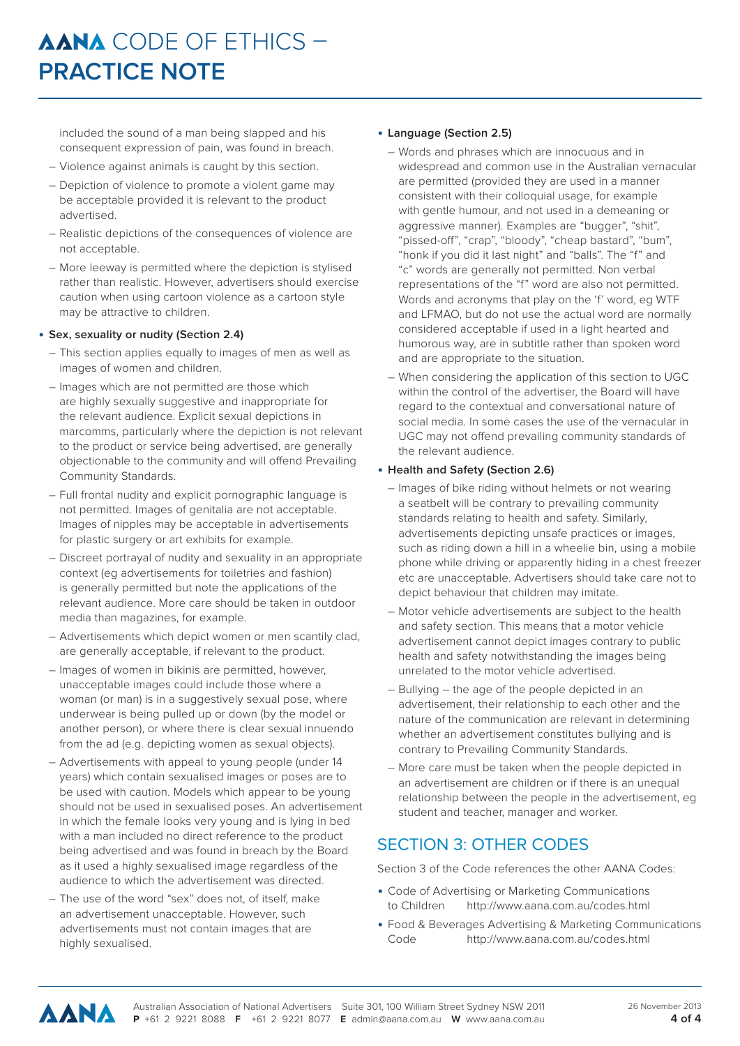included the sound of a man being slapped and his consequent expression of pain, was found in breach.

- Violence against animals is caught by this section.
- Depiction of violence to promote a violent game may be acceptable provided it is relevant to the product advertised.
- Realistic depictions of the consequences of violence are not acceptable.
- More leeway is permitted where the depiction is stylised rather than realistic. However, advertisers should exercise caution when using cartoon violence as a cartoon style may be attractive to children.

- **Sex, sexuality or nudity (Section 2.4)**
  - This section applies equally to images of men as well as images of women and children.
  - Images which are not permitted are those which are highly sexually suggestive and inappropriate for the relevant audience. Explicit sexual depictions in marcomms, particularly where the depiction is not relevant to the product or service being advertised, are generally objectionable to the community and will offend Prevailing Community Standards.
  - Full frontal nudity and explicit pornographic language is not permitted. Images of genitalia are not acceptable. Images of nipples may be acceptable in advertisements for plastic surgery or art exhibits for example.
  - Discreet portrayal of nudity and sexuality in an appropriate context (eg advertisements for toiletries and fashion) is generally permitted but note the applications of the relevant audience. More care should be taken in outdoor media than magazines, for example.
  - Advertisements which depict women or men scantily clad, are generally acceptable, if relevant to the product.
  - Images of women in bikinis are permitted, however, unacceptable images could include those where a woman (or man) is in a suggestively sexual pose, where underwear is being pulled up or down (by the model or another person), or where there is clear sexual innuendo from the ad (e.g. depicting women as sexual objects).
  - Advertisements with appeal to young people (under 14 years) which contain sexualised images or poses are to be used with caution. Models which appear to be young should not be used in sexualised poses. An advertisement in which the female looks very young and is lying in bed with a man included no direct reference to the product being advertised and was found in breach by the Board as it used a highly sexualised image regardless of the audience to which the advertisement was directed.
  - The use of the word "sex" does not, of itself, make an advertisement unacceptable. However, such advertisements must not contain images that are highly sexualised.

- **Language (Section 2.5)**
  - Words and phrases which are innocuous and in widespread and common use in the Australian vernacular are permitted (provided they are used in a manner consistent with their colloquial usage, for example with gentle humour, and not used in a demeaning or aggressive manner). Examples are "bugger", "shit", "pissed-off", "crap", "bloody", "cheap bastard", "bum", "honk if you did it last night" and "balls". The "f" and "c" words are generally not permitted. Non verbal representations of the "f" word are also not permitted. Words and acronyms that play on the 'f' word, eg WTF and LFMAO, but do not use the actual word are normally considered acceptable if used in a light hearted and humorous way, are in subtitle rather than spoken word and are appropriate to the situation.
  - When considering the application of this section to UGC within the control of the advertiser, the Board will have regard to the contextual and conversational nature of social media. In some cases the use of the vernacular in UGC may not offend prevailing community standards of the relevant audience.

- **Health and Safety (Section 2.6)**
  - Images of bike riding without helmets or not wearing a seatbelt will be contrary to prevailing community standards relating to health and safety. Similarly, advertisements depicting unsafe practices or images, such as riding down a hill in a wheelie bin, using a mobile phone while driving or apparently hiding in a chest freezer etc are unacceptable. Advertisers should take care not to depict behaviour that children may imitate.
  - Motor vehicle advertisements are subject to the health and safety section. This means that a motor vehicle advertisement cannot depict images contrary to public health and safety notwithstanding the images being unrelated to the motor vehicle advertised.
  - Bullying – the age of the people depicted in an advertisement, their relationship to each other and the nature of the communication are relevant in determining whether an advertisement constitutes bullying and is contrary to Prevailing Community Standards.
  - More care must be taken when the people depicted in an advertisement are children or if there is an unequal relationship between the people in the advertisement, eg student and teacher, manager and worker.

## SECTION 3: OTHER CODES

Section 3 of the Code references the other AANA Codes:

- Code of Advertising or Marketing Communications to Children http://www.aana.com.au/codes.html
- Food & Beverages Advertising & Marketing Communications Code http://www.aana.com.au/codes.html